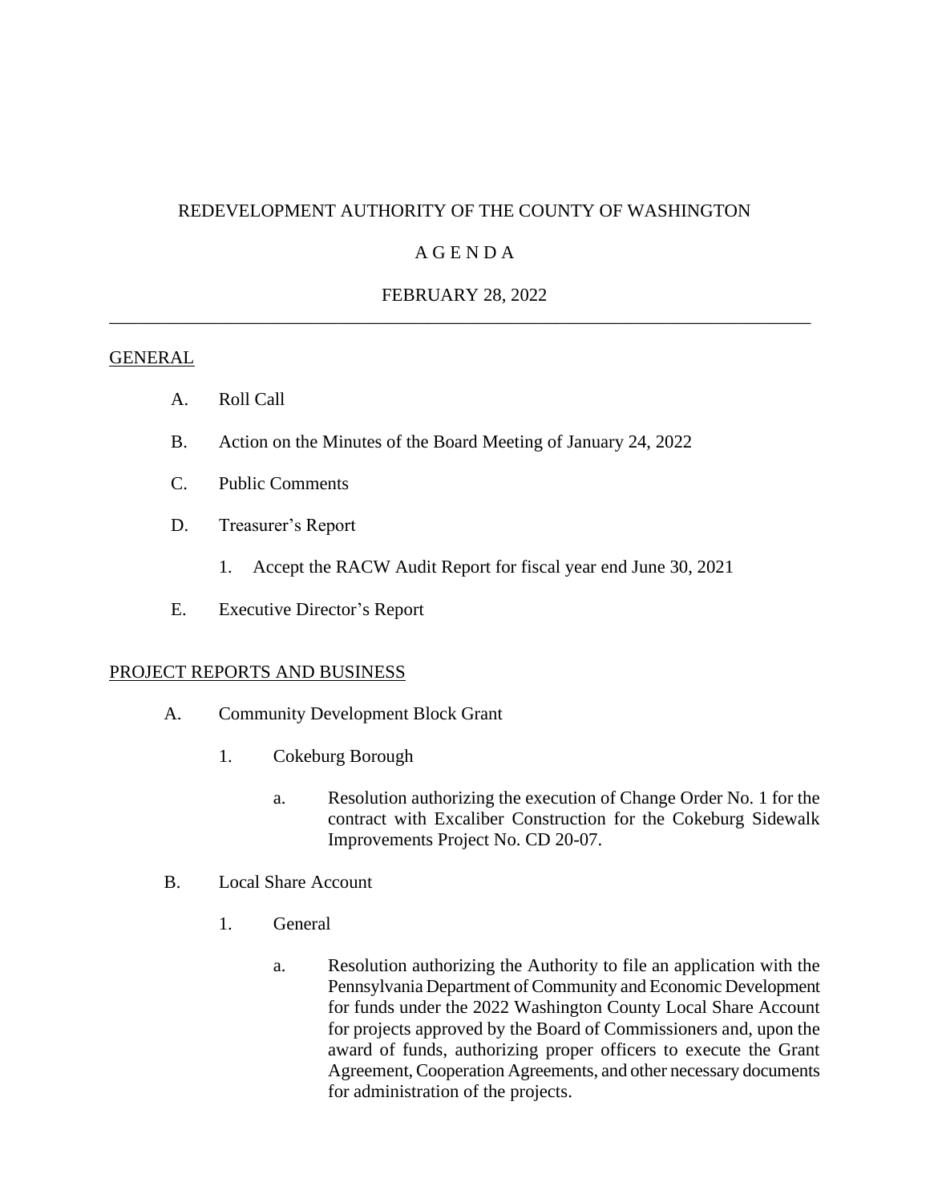# REDEVELOPMENT AUTHORITY OF THE COUNTY OF WASHINGTON

## A G E N D A

## FEBRUARY 28, 2022

---

GENERAL

A. Roll Call

B. Action on the Minutes of the Board Meeting of January 24, 2022

C. Public Comments

D. Treasurer's Report

   1. Accept the RACW Audit Report for fiscal year end June 30, 2021

E. Executive Director's Report

PROJECT REPORTS AND BUSINESS

A. Community Development Block Grant

   1. Cokeburg Borough

      a. Resolution authorizing the execution of Change Order No. 1 for the contract with Excaliber Construction for the Cokeburg Sidewalk Improvements Project No. CD 20-07.

B. Local Share Account

   1. General

      a. Resolution authorizing the Authority to file an application with the Pennsylvania Department of Community and Economic Development for funds under the 2022 Washington County Local Share Account for projects approved by the Board of Commissioners and, upon the award of funds, authorizing proper officers to execute the Grant Agreement, Cooperation Agreements, and other necessary documents for administration of the projects.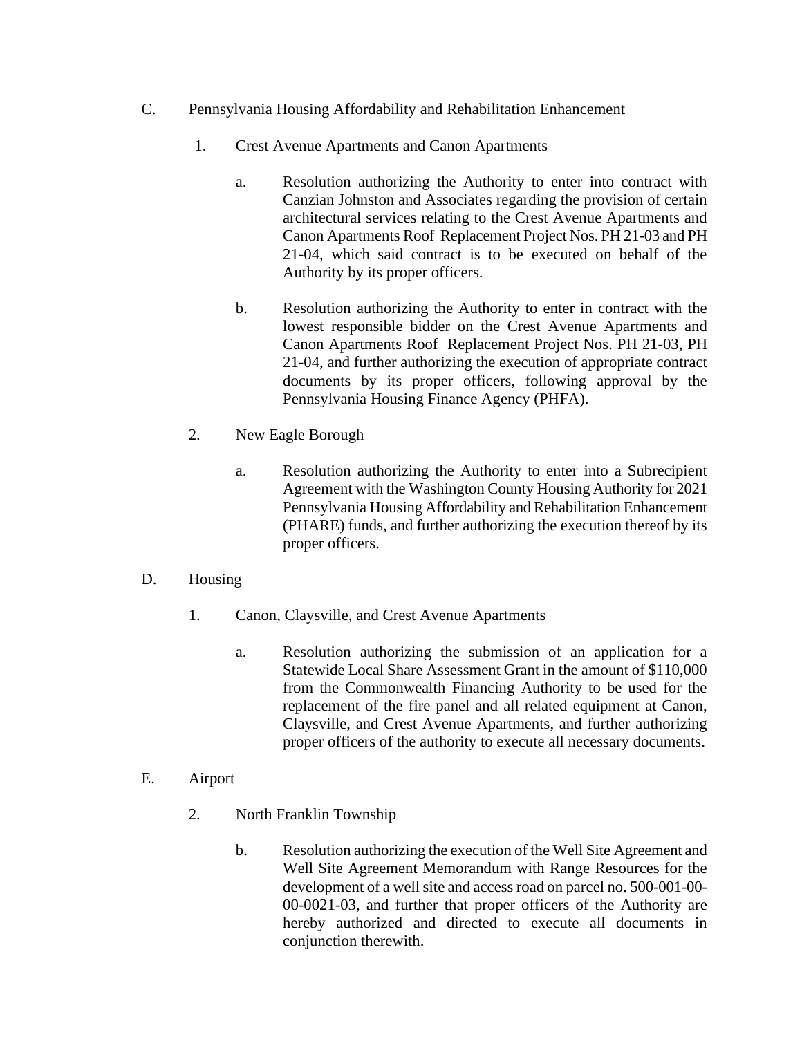C. Pennsylvania Housing Affordability and Rehabilitation Enhancement

1. Crest Avenue Apartments and Canon Apartments

    a. Resolution authorizing the Authority to enter into contract with Canzian Johnston and Associates regarding the provision of certain architectural services relating to the Crest Avenue Apartments and Canon Apartments Roof Replacement Project Nos. PH 21-03 and PH 21-04, which said contract is to be executed on behalf of the Authority by its proper officers.

    b. Resolution authorizing the Authority to enter in contract with the lowest responsible bidder on the Crest Avenue Apartments and Canon Apartments Roof Replacement Project Nos. PH 21-03, PH 21-04, and further authorizing the execution of appropriate contract documents by its proper officers, following approval by the Pennsylvania Housing Finance Agency (PHFA).

2. New Eagle Borough

    a. Resolution authorizing the Authority to enter into a Subrecipient Agreement with the Washington County Housing Authority for 2021 Pennsylvania Housing Affordability and Rehabilitation Enhancement (PHARE) funds, and further authorizing the execution thereof by its proper officers.

D. Housing

1. Canon, Claysville, and Crest Avenue Apartments

    a. Resolution authorizing the submission of an application for a Statewide Local Share Assessment Grant in the amount of $110,000 from the Commonwealth Financing Authority to be used for the replacement of the fire panel and all related equipment at Canon, Claysville, and Crest Avenue Apartments, and further authorizing proper officers of the authority to execute all necessary documents.

E. Airport

2. North Franklin Township

    b. Resolution authorizing the execution of the Well Site Agreement and Well Site Agreement Memorandum with Range Resources for the development of a well site and access road on parcel no. 500-001-00-00-0021-03, and further that proper officers of the Authority are hereby authorized and directed to execute all documents in conjunction therewith.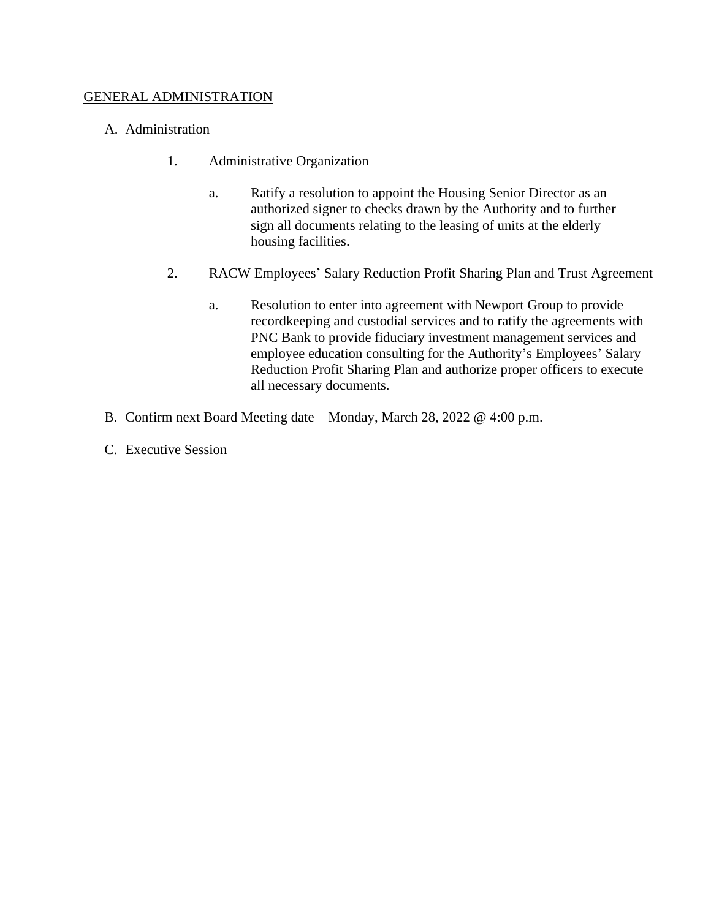<u>GENERAL ADMINISTRATION</u>

A. Administration

1. Administrative Organization

   a. Ratify a resolution to appoint the Housing Senior Director as an authorized signer to checks drawn by the Authority and to further sign all documents relating to the leasing of units at the elderly housing facilities.

2. RACW Employees' Salary Reduction Profit Sharing Plan and Trust Agreement

   a. Resolution to enter into agreement with Newport Group to provide recordkeeping and custodial services and to ratify the agreements with PNC Bank to provide fiduciary investment management services and employee education consulting for the Authority's Employees' Salary Reduction Profit Sharing Plan and authorize proper officers to execute all necessary documents.

B. Confirm next Board Meeting date – Monday, March 28, 2022 @ 4:00 p.m.

C. Executive Session